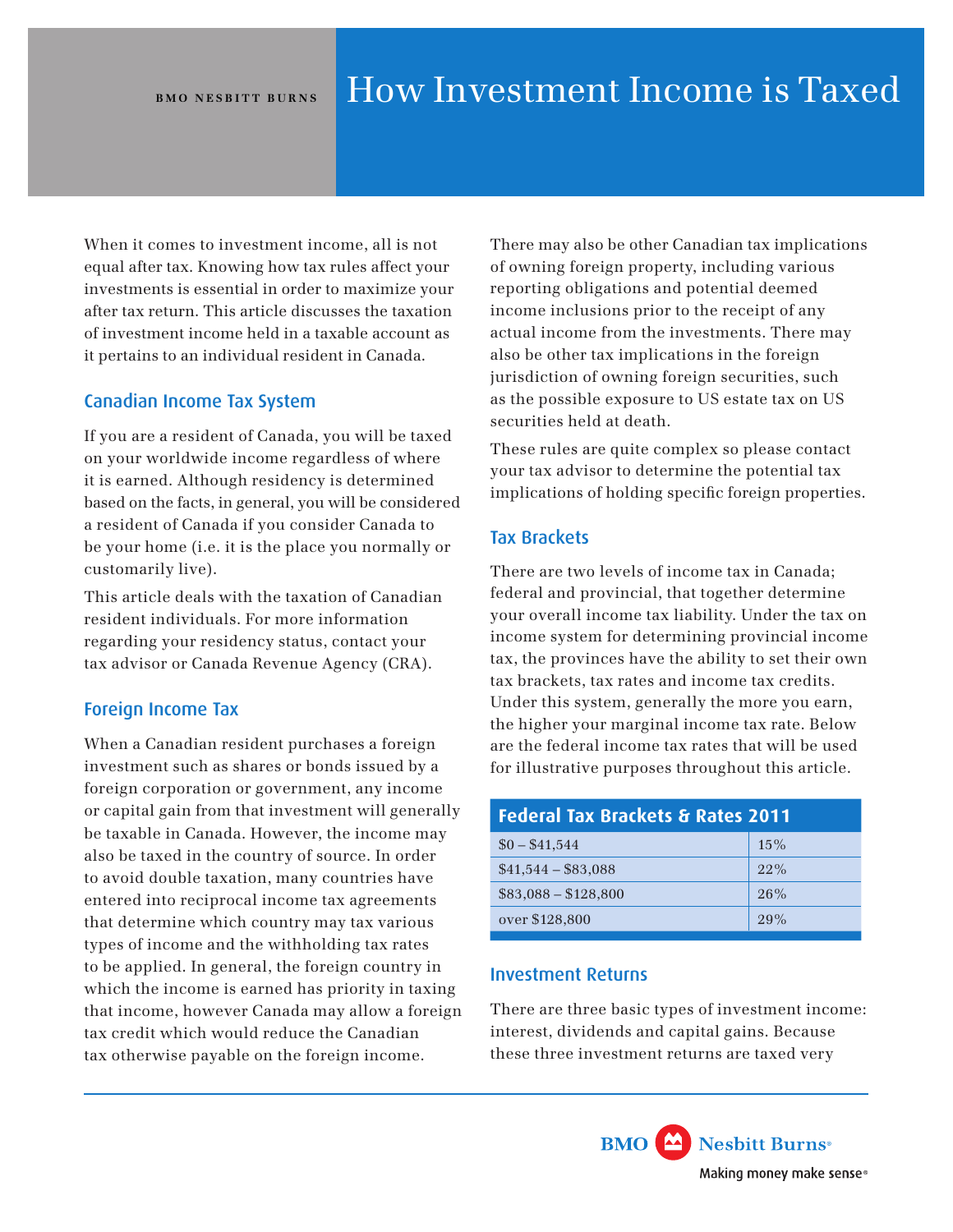BMO NESBITT BURNS

# How Investment Income is Taxed

When it comes to investment income, all is not equal after tax. Knowing how tax rules affect your investments is essential in order to maximize your after tax return. This article discusses the taxation of investment income held in a taxable account as it pertains to an individual resident in Canada.

## Canadian Income Tax System

If you are a resident of Canada, you will be taxed on your worldwide income regardless of where it is earned. Although residency is determined based on the facts, in general, you will be considered a resident of Canada if you consider Canada to be your home (i.e. it is the place you normally or customarily live).

This article deals with the taxation of Canadian resident individuals. For more information regarding your residency status, contact your tax advisor or Canada Revenue Agency (CRA).

## Foreign Income Tax

When a Canadian resident purchases a foreign investment such as shares or bonds issued by a foreign corporation or government, any income or capital gain from that investment will generally be taxable in Canada. However, the income may also be taxed in the country of source. In order to avoid double taxation, many countries have entered into reciprocal income tax agreements that determine which country may tax various types of income and the withholding tax rates to be applied. In general, the foreign country in which the income is earned has priority in taxing that income, however Canada may allow a foreign tax credit which would reduce the Canadian tax otherwise payable on the foreign income.

There may also be other Canadian tax implications of owning foreign property, including various reporting obligations and potential deemed income inclusions prior to the receipt of any actual income from the investments. There may also be other tax implications in the foreign jurisdiction of owning foreign securities, such as the possible exposure to US estate tax on US securities held at death.

These rules are quite complex so please contact your tax advisor to determine the potential tax implications of holding specific foreign properties.

## Tax Brackets

There are two levels of income tax in Canada; federal and provincial, that together determine your overall income tax liability. Under the tax on income system for determining provincial income tax, the provinces have the ability to set their own tax brackets, tax rates and income tax credits. Under this system, generally the more you earn, the higher your marginal income tax rate. Below are the federal income tax rates that will be used for illustrative purposes throughout this article.

| Federal Tax Brackets & Rates 2011 | |
|---|---|
| $0 – $41,544 | 15% |
| $41,544 – $83,088 | 22% |
| $83,088 – $128,800 | 26% |
| over $128,800 | 29% |

## Investment Returns

There are three basic types of investment income: interest, dividends and capital gains. Because these three investment returns are taxed very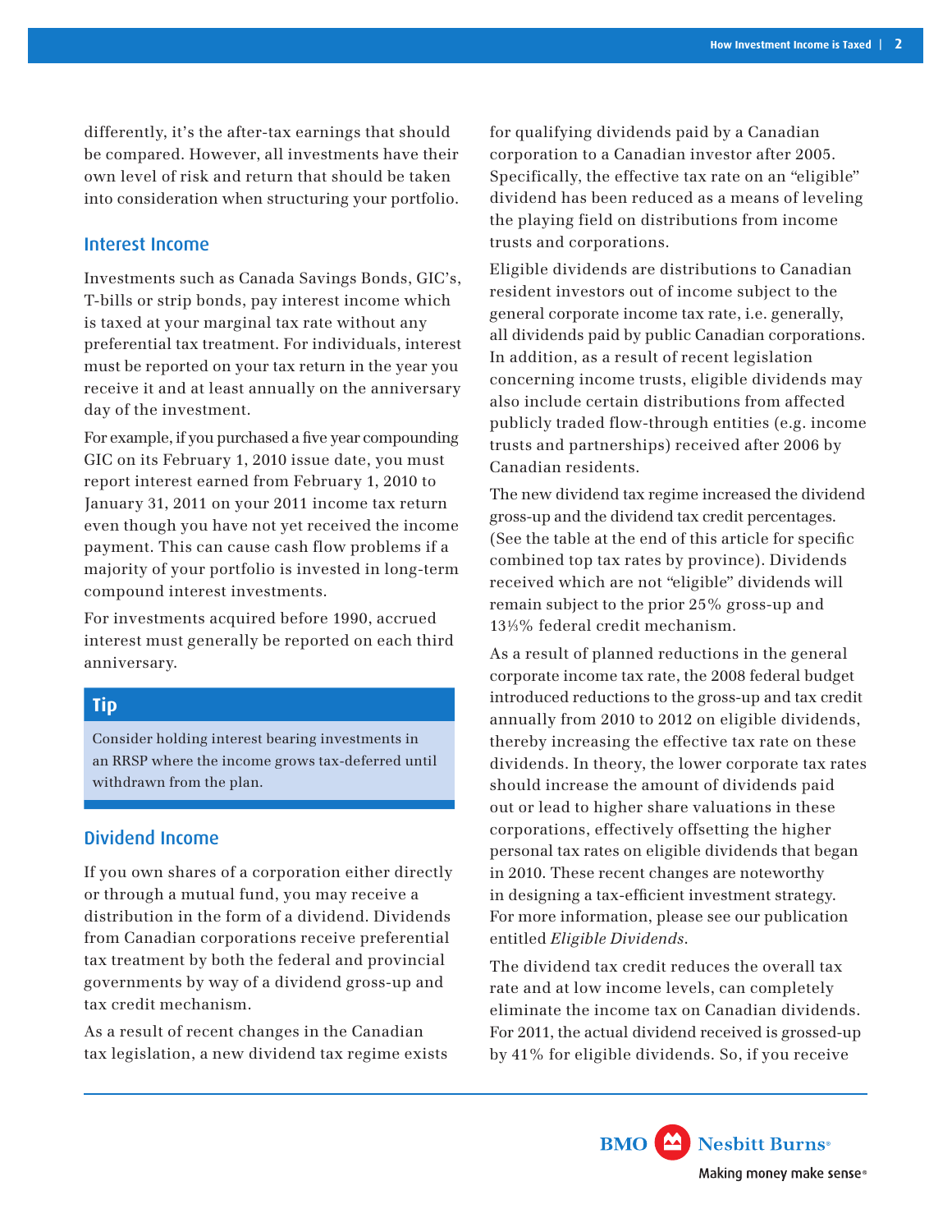differently, it's the after-tax earnings that should be compared. However, all investments have their own level of risk and return that should be taken into consideration when structuring your portfolio.

## Interest Income

Investments such as Canada Savings Bonds, GIC's, T-bills or strip bonds, pay interest income which is taxed at your marginal tax rate without any preferential tax treatment. For individuals, interest must be reported on your tax return in the year you receive it and at least annually on the anniversary day of the investment.

For example, if you purchased a five year compounding GIC on its February 1, 2010 issue date, you must report interest earned from February 1, 2010 to January 31, 2011 on your 2011 income tax return even though you have not yet received the income payment. This can cause cash flow problems if a majority of your portfolio is invested in long-term compound interest investments.

For investments acquired before 1990, accrued interest must generally be reported on each third anniversary.

> **Tip**
>
> Consider holding interest bearing investments in an RRSP where the income grows tax-deferred until withdrawn from the plan.

## Dividend Income

If you own shares of a corporation either directly or through a mutual fund, you may receive a distribution in the form of a dividend. Dividends from Canadian corporations receive preferential tax treatment by both the federal and provincial governments by way of a dividend gross-up and tax credit mechanism.

As a result of recent changes in the Canadian tax legislation, a new dividend tax regime exists for qualifying dividends paid by a Canadian corporation to a Canadian investor after 2005. Specifically, the effective tax rate on an "eligible" dividend has been reduced as a means of leveling the playing field on distributions from income trusts and corporations.

Eligible dividends are distributions to Canadian resident investors out of income subject to the general corporate income tax rate, i.e. generally, all dividends paid by public Canadian corporations. In addition, as a result of recent legislation concerning income trusts, eligible dividends may also include certain distributions from affected publicly traded flow-through entities (e.g. income trusts and partnerships) received after 2006 by Canadian residents.

The new dividend tax regime increased the dividend gross-up and the dividend tax credit percentages. (See the table at the end of this article for specific combined top tax rates by province). Dividends received which are not "eligible" dividends will remain subject to the prior 25% gross-up and 13⅓% federal credit mechanism.

As a result of planned reductions in the general corporate income tax rate, the 2008 federal budget introduced reductions to the gross-up and tax credit annually from 2010 to 2012 on eligible dividends, thereby increasing the effective tax rate on these dividends. In theory, the lower corporate tax rates should increase the amount of dividends paid out or lead to higher share valuations in these corporations, effectively offsetting the higher personal tax rates on eligible dividends that began in 2010. These recent changes are noteworthy in designing a tax-efficient investment strategy. For more information, please see our publication entitled *Eligible Dividends*.

The dividend tax credit reduces the overall tax rate and at low income levels, can completely eliminate the income tax on Canadian dividends. For 2011, the actual dividend received is grossed-up by 41% for eligible dividends. So, if you receive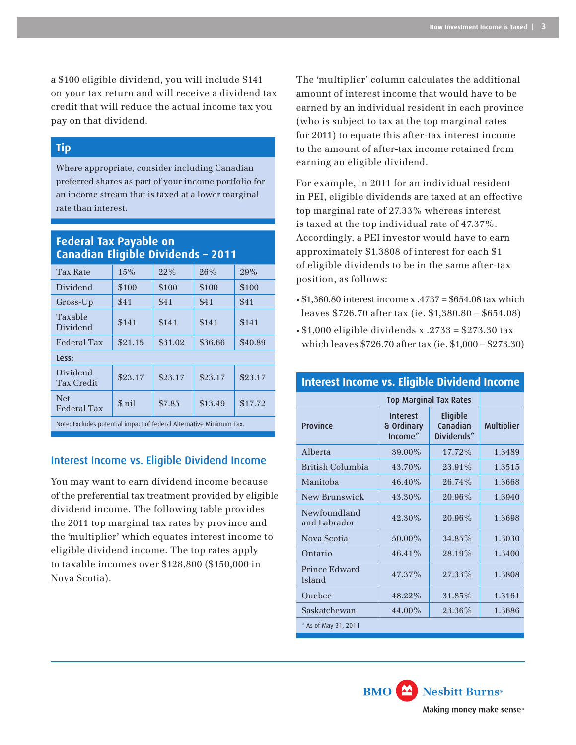a $100 eligible dividend, you will include $141 on your tax return and will receive a dividend tax credit that will reduce the actual income tax you pay on that dividend.

### Tip

Where appropriate, consider including Canadian preferred shares as part of your income portfolio for an income stream that is taxed at a lower marginal rate than interest.

### Federal Tax Payable on Canadian Eligible Dividends – 2011

| Tax Rate | 15% | 22% | 26% | 29% |
|---|---|---|---|---|
| Dividend | $100 | $100 | $100 | $100 |
| Gross-Up | $41 | $41 | $41 | $41 |
| Taxable Dividend | $141 | $141 | $141 | $141 |
| Federal Tax | $21.15 | $31.02 | $36.66 | $40.89 |
| **Less:** | | | | |
| Dividend Tax Credit | $23.17 | $23.17 | $23.17 | $23.17 |
| Net Federal Tax | $ nil | $7.85 | $13.49 | $17.72 |

Note: Excludes potential impact of federal Alternative Minimum Tax.

## Interest Income vs. Eligible Dividend Income

You may want to earn dividend income because of the preferential tax treatment provided by eligible dividend income. The following table provides the 2011 top marginal tax rates by province and the 'multiplier' which equates interest income to eligible dividend income. The top rates apply to taxable incomes over $128,800 ($150,000 in Nova Scotia).

The 'multiplier' column calculates the additional amount of interest income that would have to be earned by an individual resident in each province (who is subject to tax at the top marginal rates for 2011) to equate this after-tax interest income to the amount of after-tax income retained from earning an eligible dividend.

For example, in 2011 for an individual resident in PEI, eligible dividends are taxed at an effective top marginal rate of 27.33% whereas interest is taxed at the top individual rate of 47.37%. Accordingly, a PEI investor would have to earn approximately $1.3808 of interest for each $1 of eligible dividends to be in the same after-tax position, as follows:

- $1,380.80 interest income x .4737 = $654.08 tax which leaves $726.70 after tax (ie. $1,380.80 – $654.08)
- $1,000 eligible dividends x .2733 = $273.30 tax which leaves $726.70 after tax (ie. $1,000 – $273.30)

### Interest Income vs. Eligible Dividend Income

| | Top Marginal Tax Rates | | |
|---|---|---|---|
| Province | Interest & Ordinary Income* | Eligible Canadian Dividends* | Multiplier |
| Alberta | 39.00% | 17.72% | 1.3489 |
| British Columbia | 43.70% | 23.91% | 1.3515 |
| Manitoba | 46.40% | 26.74% | 1.3668 |
| New Brunswick | 43.30% | 20.96% | 1.3940 |
| Newfoundland and Labrador | 42.30% | 20.96% | 1.3698 |
| Nova Scotia | 50.00% | 34.85% | 1.3030 |
| Ontario | 46.41% | 28.19% | 1.3400 |
| Prince Edward Island | 47.37% | 27.33% | 1.3808 |
| Quebec | 48.22% | 31.85% | 1.3161 |
| Saskatchewan | 44.00% | 23.36% | 1.3686 |

* As of May 31, 2011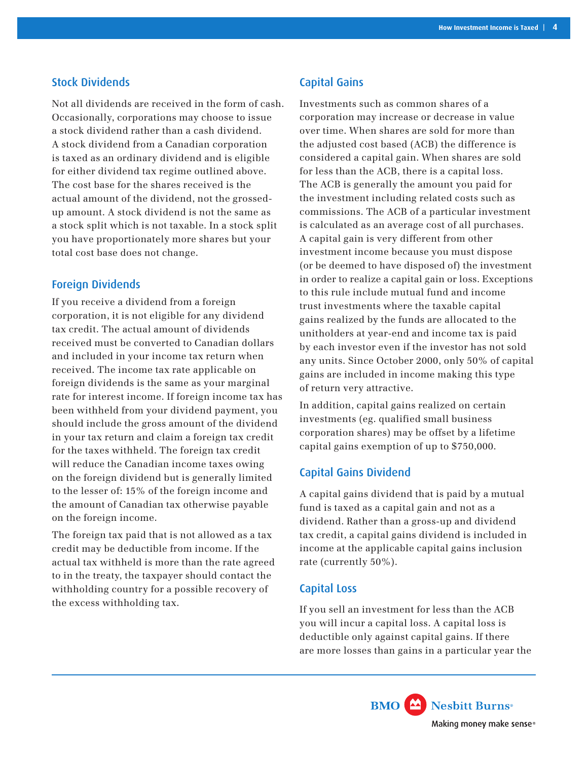## Stock Dividends

Not all dividends are received in the form of cash. Occasionally, corporations may choose to issue a stock dividend rather than a cash dividend. A stock dividend from a Canadian corporation is taxed as an ordinary dividend and is eligible for either dividend tax regime outlined above. The cost base for the shares received is the actual amount of the dividend, not the grossed-up amount. A stock dividend is not the same as a stock split which is not taxable. In a stock split you have proportionately more shares but your total cost base does not change.

## Foreign Dividends

If you receive a dividend from a foreign corporation, it is not eligible for any dividend tax credit. The actual amount of dividends received must be converted to Canadian dollars and included in your income tax return when received. The income tax rate applicable on foreign dividends is the same as your marginal rate for interest income. If foreign income tax has been withheld from your dividend payment, you should include the gross amount of the dividend in your tax return and claim a foreign tax credit for the taxes withheld. The foreign tax credit will reduce the Canadian income taxes owing on the foreign dividend but is generally limited to the lesser of: 15% of the foreign income and the amount of Canadian tax otherwise payable on the foreign income.

The foreign tax paid that is not allowed as a tax credit may be deductible from income. If the actual tax withheld is more than the rate agreed to in the treaty, the taxpayer should contact the withholding country for a possible recovery of the excess withholding tax.

## Capital Gains

Investments such as common shares of a corporation may increase or decrease in value over time. When shares are sold for more than the adjusted cost based (ACB) the difference is considered a capital gain. When shares are sold for less than the ACB, there is a capital loss. The ACB is generally the amount you paid for the investment including related costs such as commissions. The ACB of a particular investment is calculated as an average cost of all purchases. A capital gain is very different from other investment income because you must dispose (or be deemed to have disposed of) the investment in order to realize a capital gain or loss. Exceptions to this rule include mutual fund and income trust investments where the taxable capital gains realized by the funds are allocated to the unitholders at year-end and income tax is paid by each investor even if the investor has not sold any units. Since October 2000, only 50% of capital gains are included in income making this type of return very attractive.

In addition, capital gains realized on certain investments (eg. qualified small business corporation shares) may be offset by a lifetime capital gains exemption of up to $750,000.

## Capital Gains Dividend

A capital gains dividend that is paid by a mutual fund is taxed as a capital gain and not as a dividend. Rather than a gross-up and dividend tax credit, a capital gains dividend is included in income at the applicable capital gains inclusion rate (currently 50%).

## Capital Loss

If you sell an investment for less than the ACB you will incur a capital loss. A capital loss is deductible only against capital gains. If there are more losses than gains in a particular year the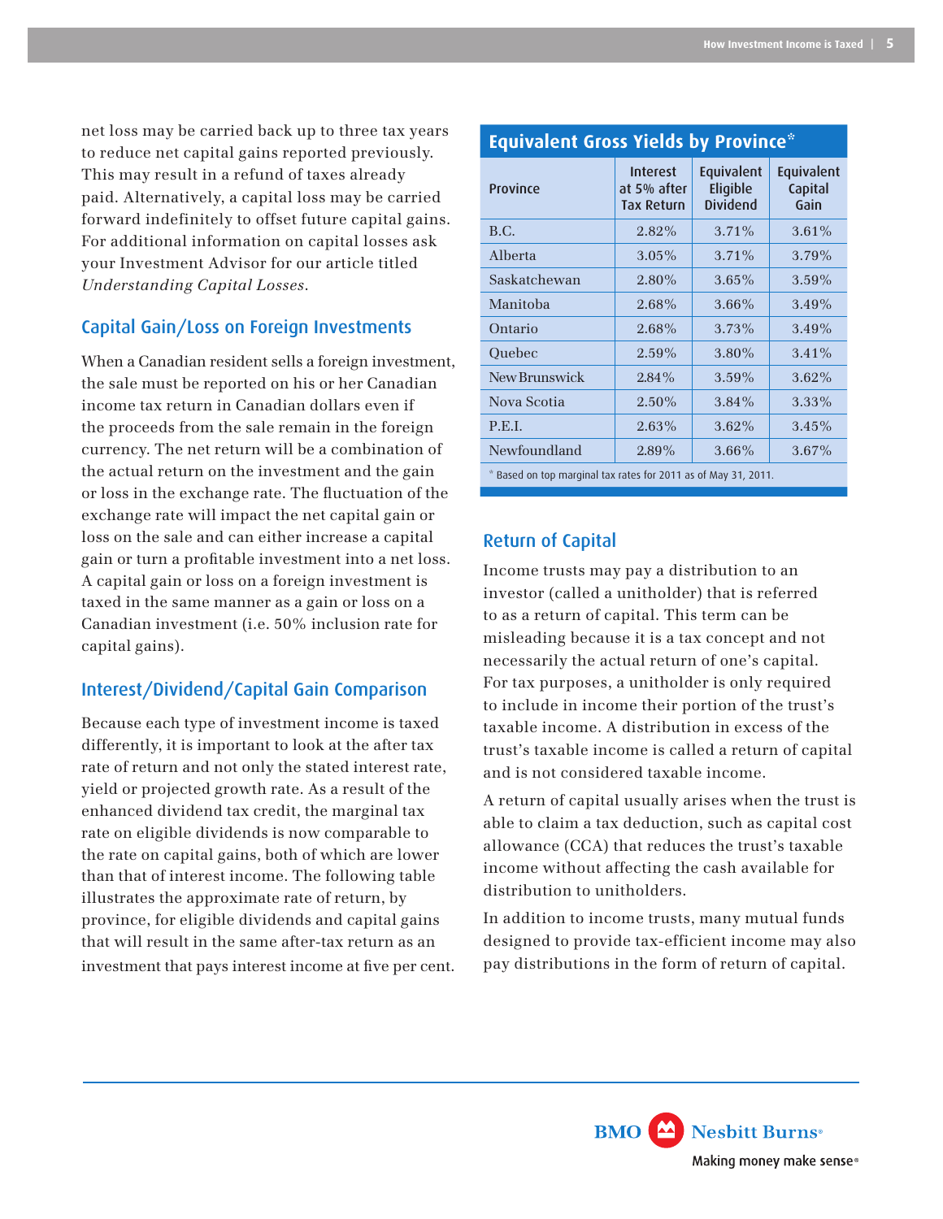net loss may be carried back up to three tax years to reduce net capital gains reported previously. This may result in a refund of taxes already paid. Alternatively, a capital loss may be carried forward indefinitely to offset future capital gains. For additional information on capital losses ask your Investment Advisor for our article titled *Understanding Capital Losses*.

## Capital Gain/Loss on Foreign Investments

When a Canadian resident sells a foreign investment, the sale must be reported on his or her Canadian income tax return in Canadian dollars even if the proceeds from the sale remain in the foreign currency. The net return will be a combination of the actual return on the investment and the gain or loss in the exchange rate. The fluctuation of the exchange rate will impact the net capital gain or loss on the sale and can either increase a capital gain or turn a profitable investment into a net loss. A capital gain or loss on a foreign investment is taxed in the same manner as a gain or loss on a Canadian investment (i.e. 50% inclusion rate for capital gains).

## Interest/Dividend/Capital Gain Comparison

Because each type of investment income is taxed differently, it is important to look at the after tax rate of return and not only the stated interest rate, yield or projected growth rate. As a result of the enhanced dividend tax credit, the marginal tax rate on eligible dividends is now comparable to the rate on capital gains, both of which are lower than that of interest income. The following table illustrates the approximate rate of return, by province, for eligible dividends and capital gains that will result in the same after-tax return as an investment that pays interest income at five per cent.

### Equivalent Gross Yields by Province*

| Province | Interest at 5% after Tax Return | Equivalent Eligible Dividend | Equivalent Capital Gain |
|---|---|---|---|
| B.C. | 2.82% | 3.71% | 3.61% |
| Alberta | 3.05% | 3.71% | 3.79% |
| Saskatchewan | 2.80% | 3.65% | 3.59% |
| Manitoba | 2.68% | 3.66% | 3.49% |
| Ontario | 2.68% | 3.73% | 3.49% |
| Quebec | 2.59% | 3.80% | 3.41% |
| New Brunswick | 2.84% | 3.59% | 3.62% |
| Nova Scotia | 2.50% | 3.84% | 3.33% |
| P.E.I. | 2.63% | 3.62% | 3.45% |
| Newfoundland | 2.89% | 3.66% | 3.67% |

\* Based on top marginal tax rates for 2011 as of May 31, 2011.

## Return of Capital

Income trusts may pay a distribution to an investor (called a unitholder) that is referred to as a return of capital. This term can be misleading because it is a tax concept and not necessarily the actual return of one's capital. For tax purposes, a unitholder is only required to include in income their portion of the trust's taxable income. A distribution in excess of the trust's taxable income is called a return of capital and is not considered taxable income.

A return of capital usually arises when the trust is able to claim a tax deduction, such as capital cost allowance (CCA) that reduces the trust's taxable income without affecting the cash available for distribution to unitholders.

In addition to income trusts, many mutual funds designed to provide tax-efficient income may also pay distributions in the form of return of capital.

BMO Nesbitt Burns®

Making money make sense®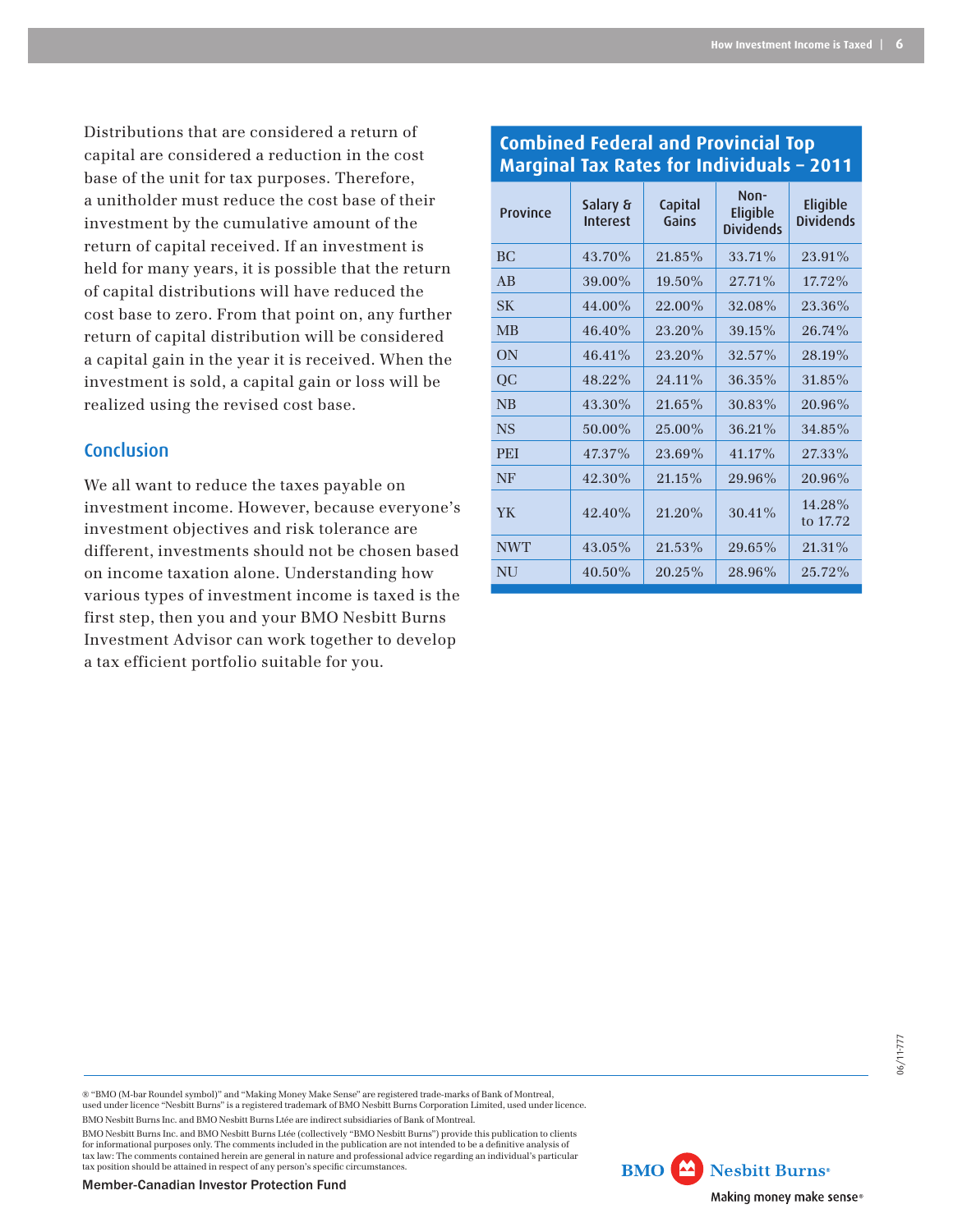Distributions that are considered a return of capital are considered a reduction in the cost base of the unit for tax purposes. Therefore, a unitholder must reduce the cost base of their investment by the cumulative amount of the return of capital received. If an investment is held for many years, it is possible that the return of capital distributions will have reduced the cost base to zero. From that point on, any further return of capital distribution will be considered a capital gain in the year it is received. When the investment is sold, a capital gain or loss will be realized using the revised cost base.

## Conclusion

We all want to reduce the taxes payable on investment income. However, because everyone's investment objectives and risk tolerance are different, investments should not be chosen based on income taxation alone. Understanding how various types of investment income is taxed is the first step, then you and your BMO Nesbitt Burns Investment Advisor can work together to develop a tax efficient portfolio suitable for you.

## Combined Federal and Provincial Top Marginal Tax Rates for Individuals – 2011

| Province | Salary & Interest | Capital Gains | Non-Eligible Dividends | Eligible Dividends |
|---|---|---|---|---|
| BC | 43.70% | 21.85% | 33.71% | 23.91% |
| AB | 39.00% | 19.50% | 27.71% | 17.72% |
| SK | 44.00% | 22.00% | 32.08% | 23.36% |
| MB | 46.40% | 23.20% | 39.15% | 26.74% |
| ON | 46.41% | 23.20% | 32.57% | 28.19% |
| QC | 48.22% | 24.11% | 36.35% | 31.85% |
| NB | 43.30% | 21.65% | 30.83% | 20.96% |
| NS | 50.00% | 25.00% | 36.21% | 34.85% |
| PEI | 47.37% | 23.69% | 41.17% | 27.33% |
| NF | 42.30% | 21.15% | 29.96% | 20.96% |
| YK | 42.40% | 21.20% | 30.41% | 14.28% to 17.72 |
| NWT | 43.05% | 21.53% | 29.65% | 21.31% |
| NU | 40.50% | 20.25% | 28.96% | 25.72% |

® "BMO (M-bar Roundel symbol)" and "Making Money Make Sense" are registered trade-marks of Bank of Montreal, used under licence "Nesbitt Burns" is a registered trademark of BMO Nesbitt Burns Corporation Limited, used under licence.

BMO Nesbitt Burns Inc. and BMO Nesbitt Burns Ltée are indirect subsidiaries of Bank of Montreal.

BMO Nesbitt Burns Inc. and BMO Nesbitt Burns Ltée (collectively "BMO Nesbitt Burns") provide this publication to clients for informational purposes only. The comments included in the publication are not intended to be a definitive analysis of tax law: The comments contained herein are general in nature and professional advice regarding an individual's particular tax position should be attained in respect of any person's specific circumstances.

Member-Canadian Investor Protection Fund

BMO Nesbitt Burns®

Making money make sense®

06/11-777